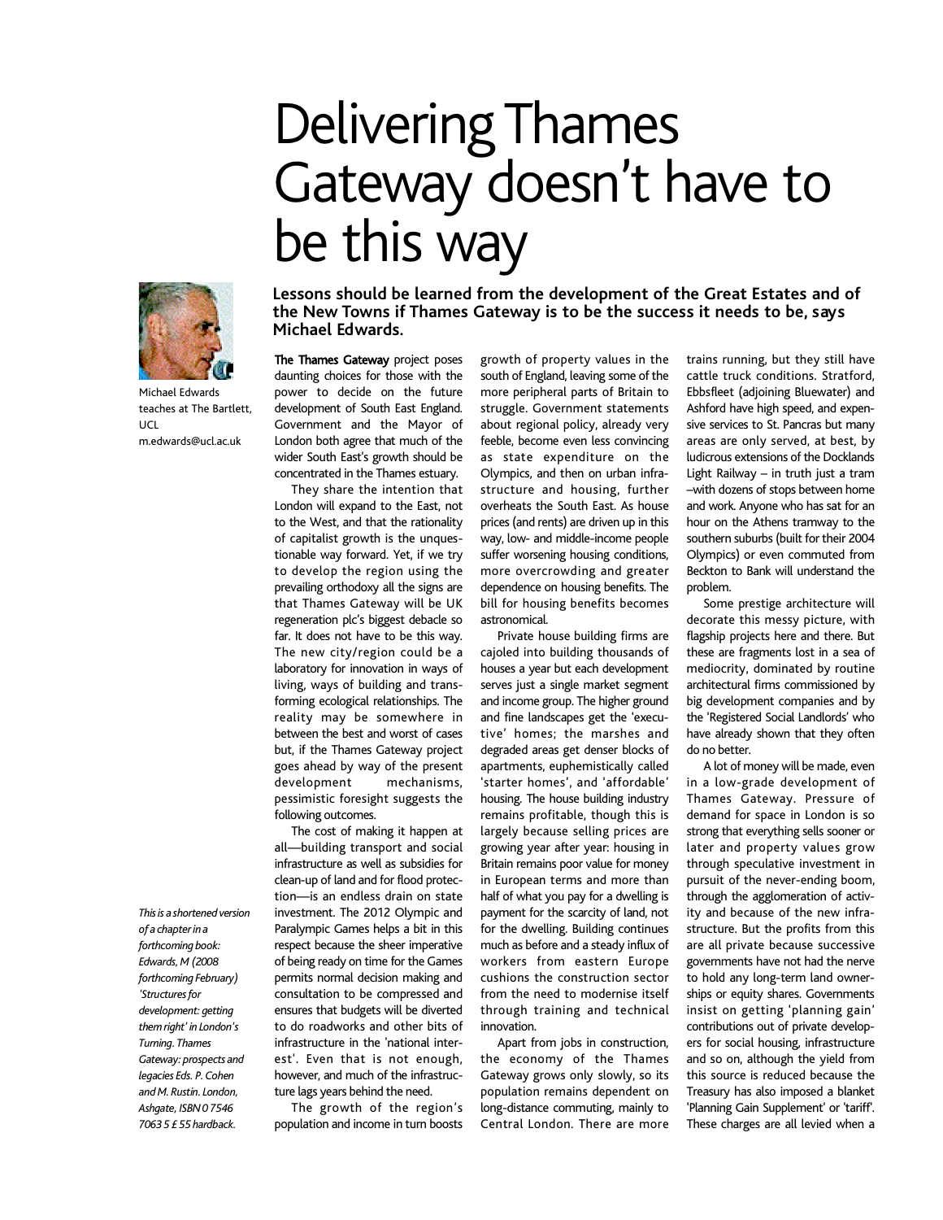# Delivering Thames Gateway doesn't have to be this way

**Lessons should be learned from the development of the Great Estates and of the New Towns if Thames Gateway is to be the success it needs to be, says Michael Edwards.**

Michael Edwards teaches at The Bartlett, UCL
m.edwards@ucl.ac.uk

*This is a shortened version of a chapter in a forthcoming book: Edwards, M (2008 forthcoming February) 'Structures for development: getting them right' in London's Turning. Thames Gateway: prospects and legacies Eds. P. Cohen and M. Rustin. London, Ashgate, ISBN 0 7546 7063 5 £ 55 hardback.*

**The Thames Gateway** project poses daunting choices for those with the power to decide on the future development of South East England. Government and the Mayor of London both agree that much of the wider South East's growth should be concentrated in the Thames estuary.

They share the intention that London will expand to the East, not to the West, and that the rationality of capitalist growth is the unquestionable way forward. Yet, if we try to develop the region using the prevailing orthodoxy all the signs are that Thames Gateway will be UK regeneration plc's biggest debacle so far. It does not have to be this way. The new city/region could be a laboratory for innovation in ways of living, ways of building and transforming ecological relationships. The reality may be somewhere in between the best and worst of cases but, if the Thames Gateway project goes ahead by way of the present development mechanisms, pessimistic foresight suggests the following outcomes.

The cost of making it happen at all—building transport and social infrastructure as well as subsidies for clean-up of land and for flood protection—is an endless drain on state investment. The 2012 Olympic and Paralympic Games helps a bit in this respect because the sheer imperative of being ready on time for the Games permits normal decision making and consultation to be compressed and ensures that budgets will be diverted to do roadworks and other bits of infrastructure in the 'national interest'. Even that is not enough, however, and much of the infrastructure lags years behind the need.

The growth of the region's population and income in turn boosts growth of property values in the south of England, leaving some of the more peripheral parts of Britain to struggle. Government statements about regional policy, already very feeble, become even less convincing as state expenditure on the Olympics, and then on urban infrastructure and housing, further overheats the South East. As house prices (and rents) are driven up in this way, low- and middle-income people suffer worsening housing conditions, more overcrowding and greater dependence on housing benefits. The bill for housing benefits becomes astronomical.

Private house building firms are cajoled into building thousands of houses a year but each development serves just a single market segment and income group. The higher ground and fine landscapes get the 'executive' homes; the marshes and degraded areas get denser blocks of apartments, euphemistically called 'starter homes', and 'affordable' housing. The house building industry remains profitable, though this is largely because selling prices are growing year after year: housing in Britain remains poor value for money in European terms and more than half of what you pay for a dwelling is payment for the scarcity of land, not for the dwelling. Building continues much as before and a steady influx of workers from eastern Europe cushions the construction sector from the need to modernise itself through training and technical innovation.

Apart from jobs in construction, the economy of the Thames Gateway grows only slowly, so its population remains dependent on long-distance commuting, mainly to Central London. There are more trains running, but they still have cattle truck conditions. Stratford, Ebbsfleet (adjoining Bluewater) and Ashford have high speed, and expensive services to St. Pancras but many areas are only served, at best, by ludicrous extensions of the Docklands Light Railway – in truth just a tram –with dozens of stops between home and work. Anyone who has sat for an hour on the Athens tramway to the southern suburbs (built for their 2004 Olympics) or even commuted from Beckton to Bank will understand the problem.

Some prestige architecture will decorate this messy picture, with flagship projects here and there. But these are fragments lost in a sea of mediocrity, dominated by routine architectural firms commissioned by big development companies and by the 'Registered Social Landlords' who have already shown that they often do no better.

A lot of money will be made, even in a low-grade development of Thames Gateway. Pressure of demand for space in London is so strong that everything sells sooner or later and property values grow through speculative investment in pursuit of the never-ending boom, through the agglomeration of activity and because of the new infrastructure. But the profits from this are all private because successive governments have not had the nerve to hold any long-term land ownerships or equity shares. Governments insist on getting 'planning gain' contributions out of private developers for social housing, infrastructure and so on, although the yield from this source is reduced because the Treasury has also imposed a blanket 'Planning Gain Supplement' or 'tariff'. These charges are all levied when a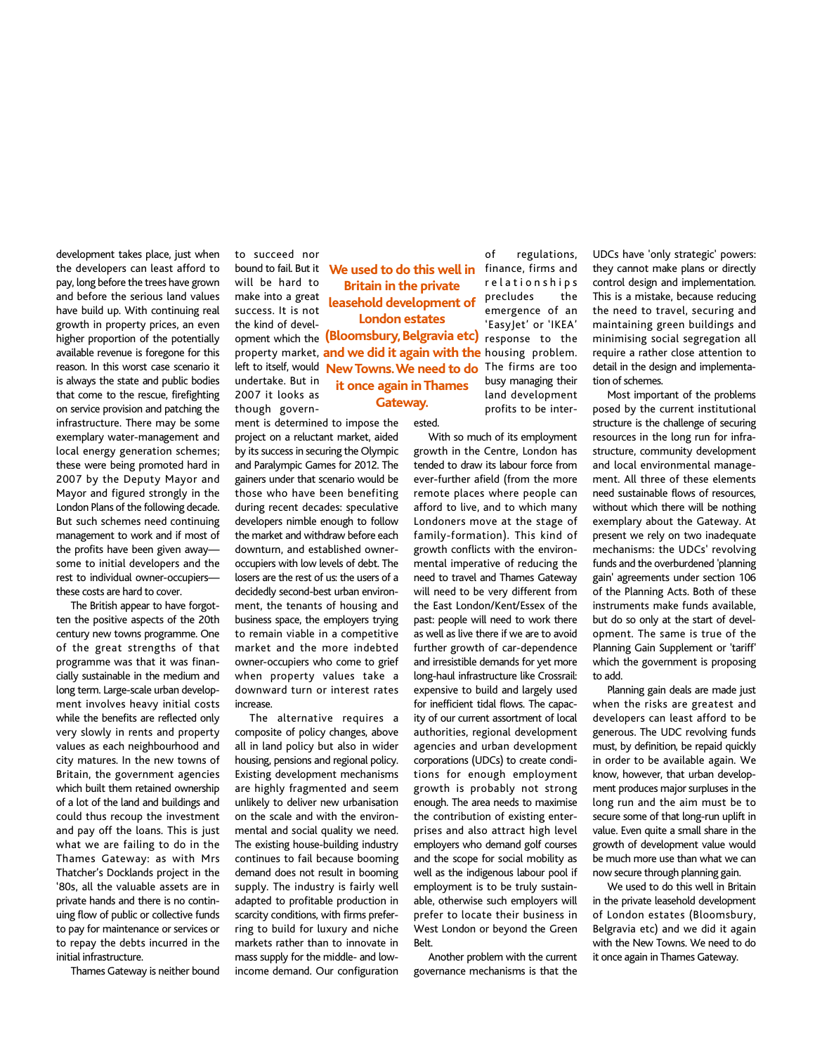development takes place, just when the developers can least afford to pay, long before the trees have grown and before the serious land values have build up. With continuing real growth in property prices, an even higher proportion of the potentially available revenue is foregone for this reason. In this worst case scenario it is always the state and public bodies that come to the rescue, firefighting on service provision and patching the infrastructure. There may be some exemplary water-management and local energy generation schemes; these were being promoted hard in 2007 by the Deputy Mayor and Mayor and figured strongly in the London Plans of the following decade. But such schemes need continuing management to work and if most of the profits have been given away—some to initial developers and the rest to individual owner-occupiers—these costs are hard to cover.

The British appear to have forgotten the positive aspects of the 20th century new towns programme. One of the great strengths of that programme was that it was financially sustainable in the medium and long term. Large-scale urban development involves heavy initial costs while the benefits are reflected only very slowly in rents and property values as each neighbourhood and city matures. In the new towns of Britain, the government agencies which built them retained ownership of a lot of the land and buildings and could thus recoup the investment and pay off the loans. This is just what we are failing to do in the Thames Gateway: as with Mrs Thatcher's Docklands project in the '80s, all the valuable assets are in private hands and there is no continuing flow of public or collective funds to pay for maintenance or services or to repay the debts incurred in the initial infrastructure.

Thames Gateway is neither bound to succeed nor bound to fail. But it will be hard to make into a great success. It is not the kind of development which the property market, left to itself, would undertake. But in 2007 it looks as though government is determined to impose the project on a reluctant market, aided by its success in securing the Olympic and Paralympic Games for 2012. The gainers under that scenario would be those who have been benefiting during recent decades: speculative developers nimble enough to follow the market and withdraw before each downturn, and established owner-occupiers with low levels of debt. The losers are the rest of us: the users of a decidedly second-best urban environment, the tenants of housing and business space, the employers trying to remain viable in a competitive market and the more indebted owner-occupiers who come to grief when property values take a downward turn or interest rates increase.

**We used to do this well in Britain in the private leasehold development of London estates (Bloomsbury, Belgravia etc) and we did it again with the New Towns. We need to do it once again in Thames Gateway.**

The alternative requires a composite of policy changes, above all in land policy but also in wider housing, pensions and regional policy. Existing development mechanisms are highly fragmented and seem unlikely to deliver new urbanisation on the scale and with the environmental and social quality we need. The existing house-building industry continues to fail because booming demand does not result in booming supply. The industry is fairly well adapted to profitable production in scarcity conditions, with firms preferring to build for luxury and niche markets rather than to innovate in mass supply for the middle- and low-income demand. Our configuration of regulations, finance, firms and relationships precludes the emergence of an 'EasyJet' or 'IKEA' response to the housing problem. The firms are too busy managing their land development profits to be interested.

With so much of its employment growth in the Centre, London has tended to draw its labour force from ever-further afield (from the more remote places where people can afford to live, and to which many Londoners move at the stage of family-formation). This kind of growth conflicts with the environmental imperative of reducing the need to travel and Thames Gateway will need to be very different from the East London/Kent/Essex of the past: people will need to work there as well as live there if we are to avoid further growth of car-dependence and irresistible demands for yet more long-haul infrastructure like Crossrail: expensive to build and largely used for inefficient tidal flows. The capacity of our current assortment of local authorities, regional development agencies and urban development corporations (UDCs) to create conditions for enough employment growth is probably not strong enough. The area needs to maximise the contribution of existing enterprises and also attract high level employers who demand golf courses and the scope for social mobility as well as the indigenous labour pool if employment is to be truly sustainable, otherwise such employers will prefer to locate their business in West London or beyond the Green Belt.

Another problem with the current governance mechanisms is that the UDCs have 'only strategic' powers: they cannot make plans or directly control design and implementation. This is a mistake, because reducing the need to travel, securing and maintaining green buildings and minimising social segregation all require a rather close attention to detail in the design and implementation of schemes.

Most important of the problems posed by the current institutional structure is the challenge of securing resources in the long run for infrastructure, community development and local environmental management. All three of these elements need sustainable flows of resources, without which there will be nothing exemplary about the Gateway. At present we rely on two inadequate mechanisms: the UDCs' revolving funds and the overburdened 'planning gain' agreements under section 106 of the Planning Acts. Both of these instruments make funds available, but do so only at the start of development. The same is true of the Planning Gain Supplement or 'tariff' which the government is proposing to add.

Planning gain deals are made just when the risks are greatest and developers can least afford to be generous. The UDC revolving funds must, by definition, be repaid quickly in order to be available again. We know, however, that urban development produces major surpluses in the long run and the aim must be to secure some of that long-run uplift in value. Even quite a small share in the growth of development value would be much more use than what we can now secure through planning gain.

We used to do this well in Britain in the private leasehold development of London estates (Bloomsbury, Belgravia etc) and we did it again with the New Towns. We need to do it once again in Thames Gateway.